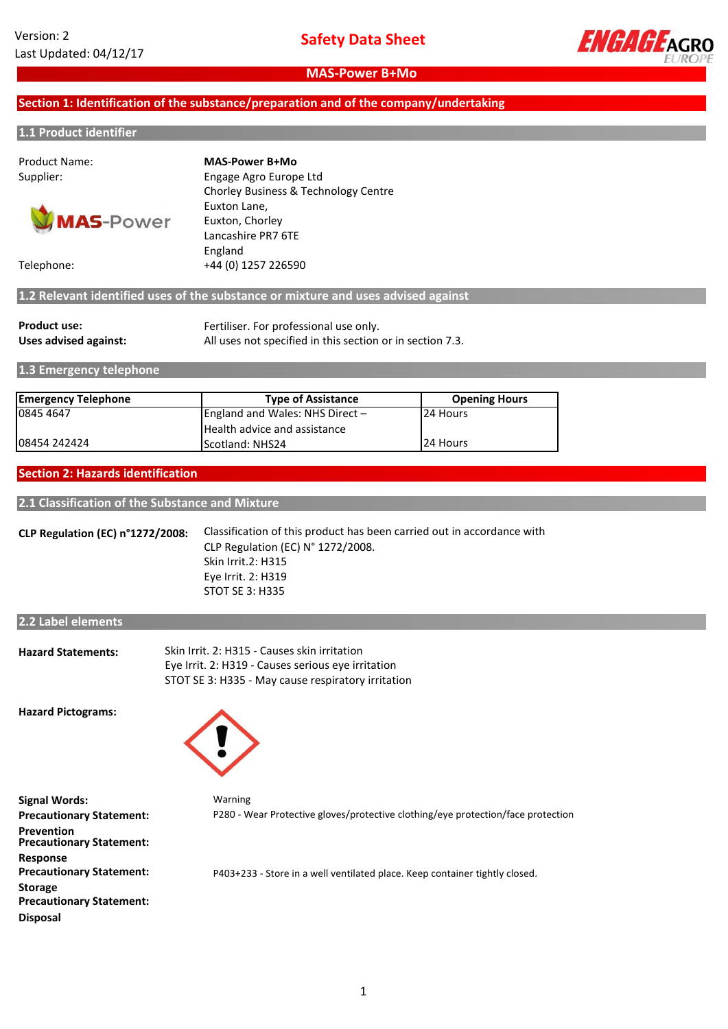Version: 2
Last Updated: 04/12/17

# Safety Data Sheet

## MAS-Power B+Mo

## Section 1: Identification of the substance/preparation and of the company/undertaking

### 1.1 Product identifier

Product Name: **MAS-Power B+Mo**

Supplier: Engage Agro Europe Ltd
Chorley Business & Technology Centre
Euxton Lane,
Euxton, Chorley
Lancashire PR7 6TE
England

Telephone: +44 (0) 1257 226590

### 1.2 Relevant identified uses of the substance or mixture and uses advised against

**Product use:** Fertiliser. For professional use only.

**Uses advised against:** All uses not specified in this section or in section 7.3.

### 1.3 Emergency telephone

| Emergency Telephone | Type of Assistance | Opening Hours |
|---|---|---|
| 0845 4647 | England and Wales: NHS Direct – Health advice and assistance | 24 Hours |
| 08454 242424 | Scotland: NHS24 | 24 Hours |

## Section 2: Hazards identification

### 2.1 Classification of the Substance and Mixture

**CLP Regulation (EC) n°1272/2008:** Classification of this product has been carried out in accordance with CLP Regulation (EC) N° 1272/2008.
Skin Irrit.2: H315
Eye Irrit. 2: H319
STOT SE 3: H335

### 2.2 Label elements

**Hazard Statements:**
Skin Irrit. 2: H315 - Causes skin irritation
Eye Irrit. 2: H319 - Causes serious eye irritation
STOT SE 3: H335 - May cause respiratory irritation

**Hazard Pictograms:**

**Signal Words:** Warning

**Precautionary Statement: Prevention** P280 - Wear Protective gloves/protective clothing/eye protection/face protection

**Precautionary Statement: Response**

**Precautionary Statement: Storage** P403+233 - Store in a well ventilated place. Keep container tightly closed.

**Precautionary Statement: Disposal**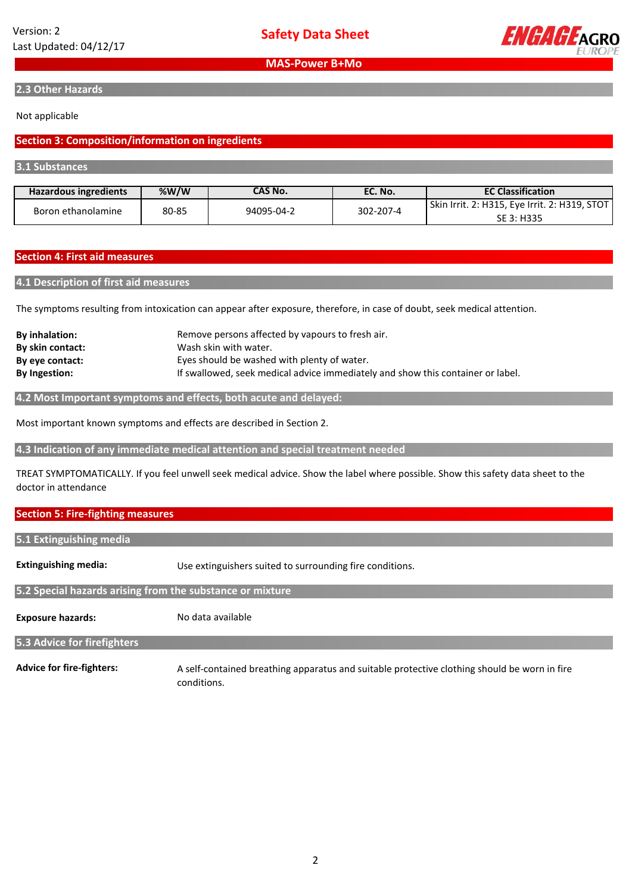## 2.3 Other Hazards

Not applicable

# Section 3: Composition/information on ingredients

## 3.1 Substances

| Hazardous ingredients | %W/W | CAS No. | EC. No. | EC Classification |
| --- | --- | --- | --- | --- |
| Boron ethanolamine | 80-85 | 94095-04-2 | 302-207-4 | Skin Irrit. 2: H315, Eye Irrit. 2: H319, STOT SE 3: H335 |

# Section 4: First aid measures

## 4.1 Description of first aid measures

The symptoms resulting from intoxication can appear after exposure, therefore, in case of doubt, seek medical attention.

**By inhalation:** Remove persons affected by vapours to fresh air.
**By skin contact:** Wash skin with water.
**By eye contact:** Eyes should be washed with plenty of water.
**By Ingestion:** If swallowed, seek medical advice immediately and show this container or label.

## 4.2 Most Important symptoms and effects, both acute and delayed:

Most important known symptoms and effects are described in Section 2.

## 4.3 Indication of any immediate medical attention and special treatment needed

TREAT SYMPTOMATICALLY. If you feel unwell seek medical advice. Show the label where possible. Show this safety data sheet to the doctor in attendance

# Section 5: Fire-fighting measures

## 5.1 Extinguishing media

**Extinguishing media:** Use extinguishers suited to surrounding fire conditions.

## 5.2 Special hazards arising from the substance or mixture

**Exposure hazards:** No data available

## 5.3 Advice for firefighters

**Advice for fire-fighters:** A self-contained breathing apparatus and suitable protective clothing should be worn in fire conditions.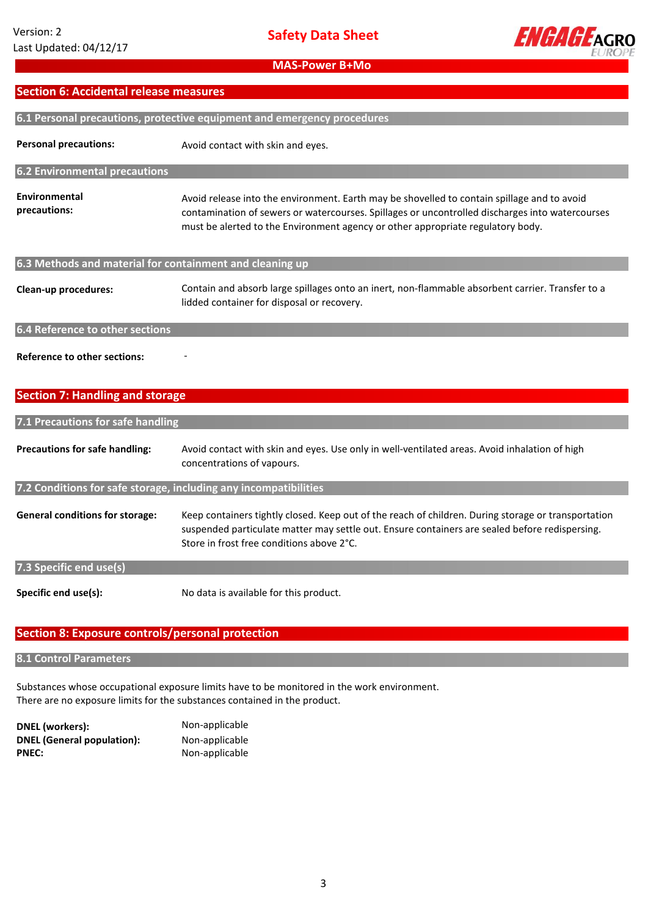## Section 6: Accidental release measures

### 6.1 Personal precautions, protective equipment and emergency procedures

**Personal precautions:** Avoid contact with skin and eyes.

### 6.2 Environmental precautions

**Environmental precautions:** Avoid release into the environment. Earth may be shovelled to contain spillage and to avoid contamination of sewers or watercourses. Spillages or uncontrolled discharges into watercourses must be alerted to the Environment agency or other appropriate regulatory body.

### 6.3 Methods and material for containment and cleaning up

**Clean-up procedures:** Contain and absorb large spillages onto an inert, non-flammable absorbent carrier. Transfer to a lidded container for disposal or recovery.

### 6.4 Reference to other sections

**Reference to other sections:** -

## Section 7: Handling and storage

### 7.1 Precautions for safe handling

**Precautions for safe handling:** Avoid contact with skin and eyes. Use only in well-ventilated areas. Avoid inhalation of high concentrations of vapours.

### 7.2 Conditions for safe storage, including any incompatibilities

**General conditions for storage:** Keep containers tightly closed. Keep out of the reach of children. During storage or transportation suspended particulate matter may settle out. Ensure containers are sealed before redispersing. Store in frost free conditions above 2°C.

### 7.3 Specific end use(s)

**Specific end use(s):** No data is available for this product.

## Section 8: Exposure controls/personal protection

### 8.1 Control Parameters

Substances whose occupational exposure limits have to be monitored in the work environment.
There are no exposure limits for the substances contained in the product.

**DNEL (workers):** Non-applicable
**DNEL (General population):** Non-applicable
**PNEC:** Non-applicable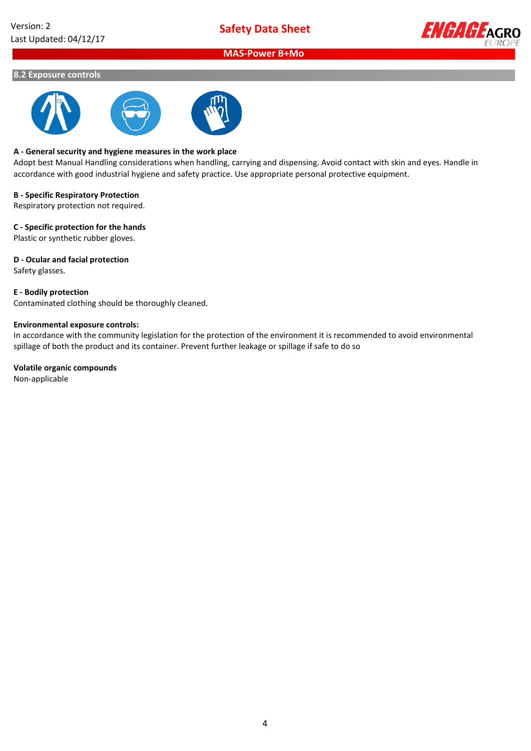## 8.2 Exposure controls

**A - General security and hygiene measures in the work place**

Adopt best Manual Handling considerations when handling, carrying and dispensing. Avoid contact with skin and eyes. Handle in accordance with good industrial hygiene and safety practice. Use appropriate personal protective equipment.

**B - Specific Respiratory Protection**

Respiratory protection not required.

**C - Specific protection for the hands**

Plastic or synthetic rubber gloves.

**D - Ocular and facial protection**

Safety glasses.

**E - Bodily protection**

Contaminated clothing should be thoroughly cleaned.

**Environmental exposure controls:**

In accordance with the community legislation for the protection of the environment it is recommended to avoid environmental spillage of both the product and its container. Prevent further leakage or spillage if safe to do so

**Volatile organic compounds**

Non-applicable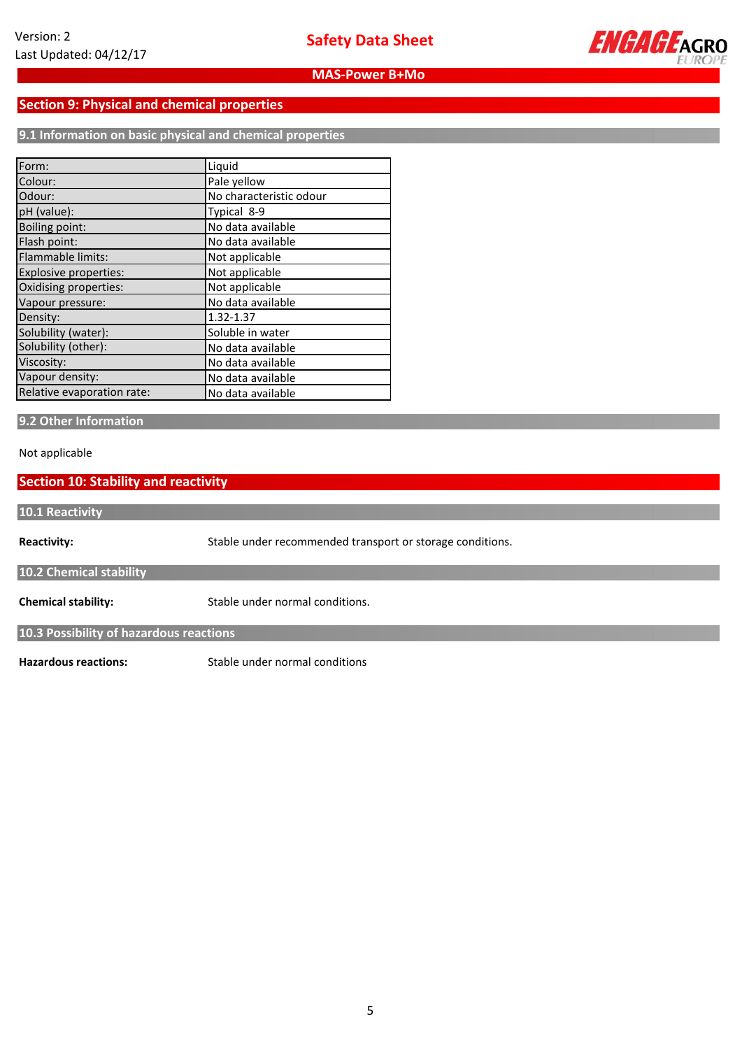## Section 9: Physical and chemical properties

### 9.1 Information on basic physical and chemical properties

| Property | Value |
|---|---|
| Form: | Liquid |
| Colour: | Pale yellow |
| Odour: | No characteristic odour |
| pH (value): | Typical 8-9 |
| Boiling point: | No data available |
| Flash point: | No data available |
| Flammable limits: | Not applicable |
| Explosive properties: | Not applicable |
| Oxidising properties: | Not applicable |
| Vapour pressure: | No data available |
| Density: | 1.32-1.37 |
| Solubility (water): | Soluble in water |
| Solubility (other): | No data available |
| Viscosity: | No data available |
| Vapour density: | No data available |
| Relative evaporation rate: | No data available |

### 9.2 Other Information

Not applicable

## Section 10: Stability and reactivity

### 10.1 Reactivity

**Reactivity:** Stable under recommended transport or storage conditions.

### 10.2 Chemical stability

**Chemical stability:** Stable under normal conditions.

### 10.3 Possibility of hazardous reactions

**Hazardous reactions:** Stable under normal conditions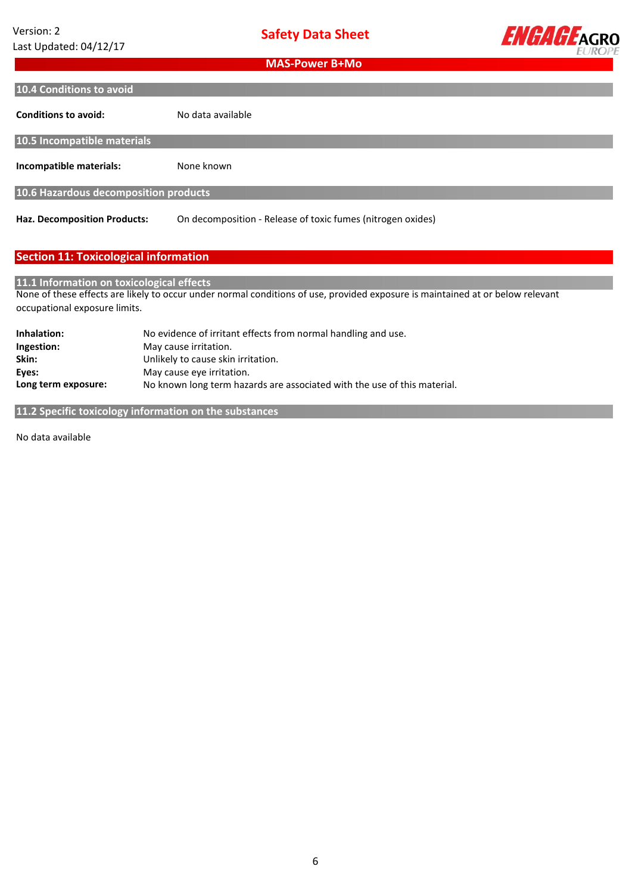### 10.4 Conditions to avoid

**Conditions to avoid:** No data available

### 10.5 Incompatible materials

**Incompatible materials:** None known

### 10.6 Hazardous decomposition products

**Haz. Decomposition Products:** On decomposition - Release of toxic fumes (nitrogen oxides)

## Section 11: Toxicological information

### 11.1 Information on toxicological effects

None of these effects are likely to occur under normal conditions of use, provided exposure is maintained at or below relevant occupational exposure limits.

**Inhalation:** No evidence of irritant effects from normal handling and use.
**Ingestion:** May cause irritation.
**Skin:** Unlikely to cause skin irritation.
**Eyes:** May cause eye irritation.
**Long term exposure:** No known long term hazards are associated with the use of this material.

### 11.2 Specific toxicology information on the substances

No data available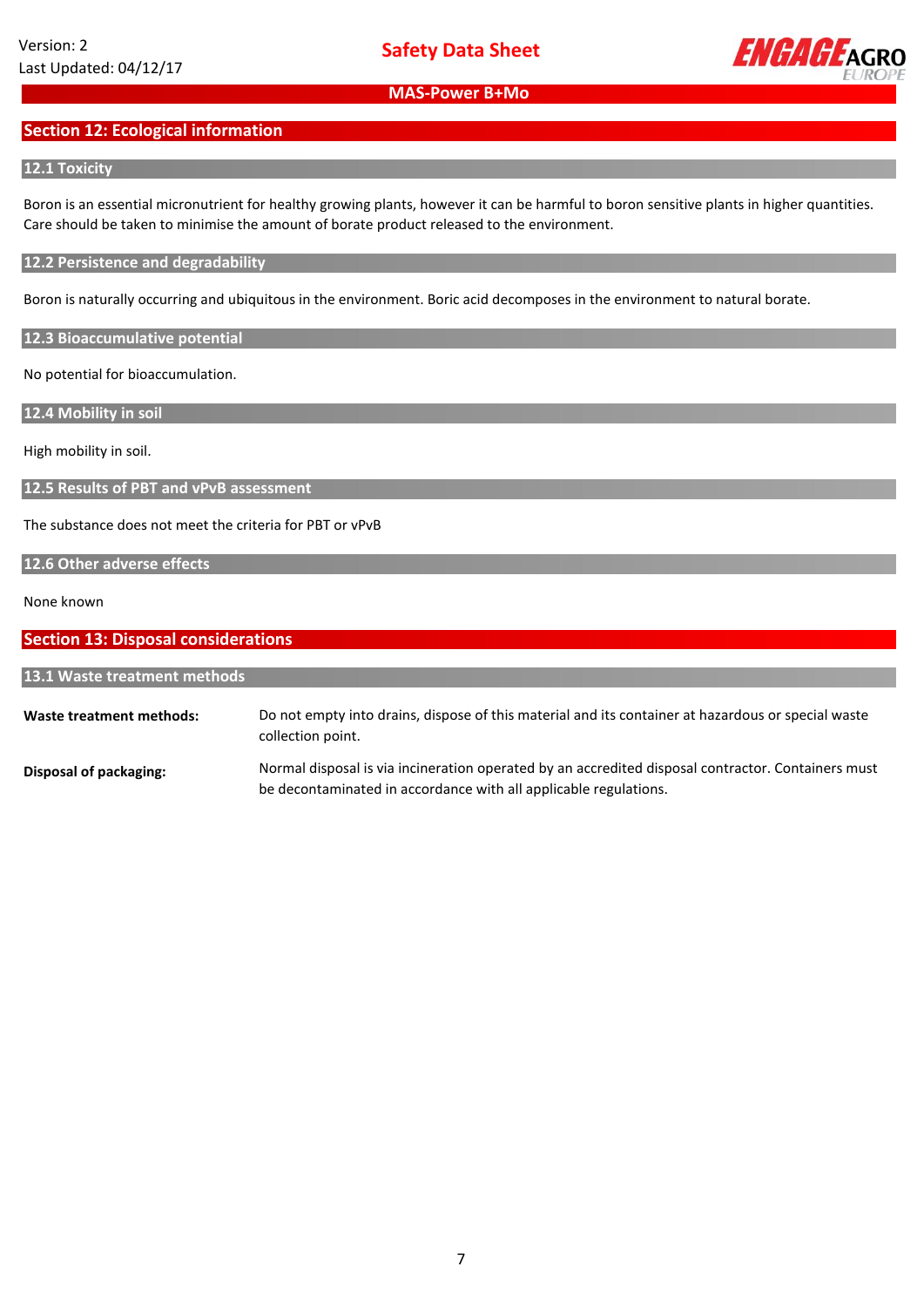## Section 12: Ecological information

### 12.1 Toxicity

Boron is an essential micronutrient for healthy growing plants, however it can be harmful to boron sensitive plants in higher quantities. Care should be taken to minimise the amount of borate product released to the environment.

### 12.2 Persistence and degradability

Boron is naturally occurring and ubiquitous in the environment. Boric acid decomposes in the environment to natural borate.

### 12.3 Bioaccumulative potential

No potential for bioaccumulation.

### 12.4 Mobility in soil

High mobility in soil.

### 12.5 Results of PBT and vPvB assessment

The substance does not meet the criteria for PBT or vPvB

### 12.6 Other adverse effects

None known

## Section 13: Disposal considerations

### 13.1 Waste treatment methods

**Waste treatment methods:** Do not empty into drains, dispose of this material and its container at hazardous or special waste collection point.

**Disposal of packaging:** Normal disposal is via incineration operated by an accredited disposal contractor. Containers must be decontaminated in accordance with all applicable regulations.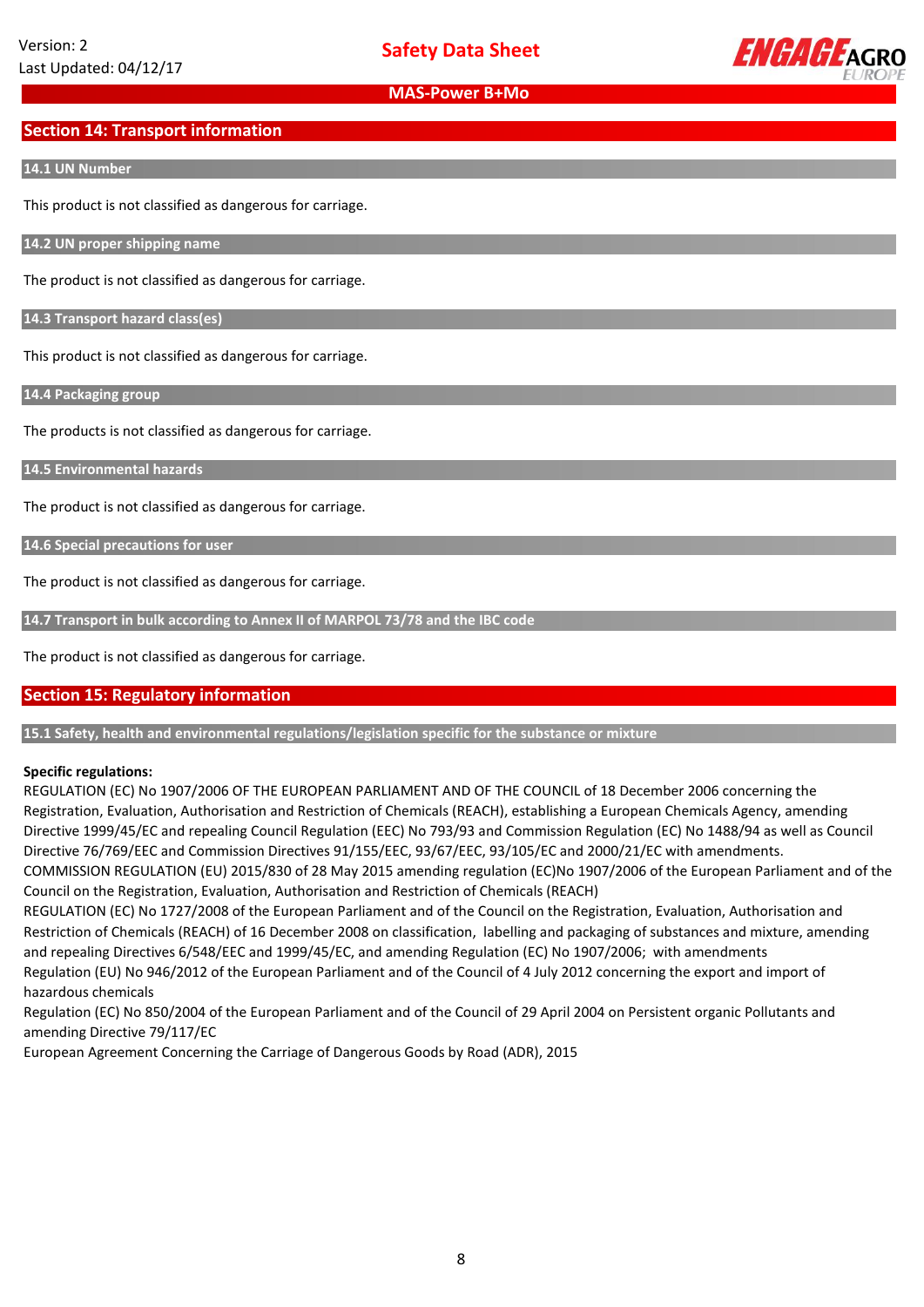## Section 14: Transport information

### 14.1 UN Number

This product is not classified as dangerous for carriage.

### 14.2 UN proper shipping name

The product is not classified as dangerous for carriage.

### 14.3 Transport hazard class(es)

This product is not classified as dangerous for carriage.

### 14.4 Packaging group

The products is not classified as dangerous for carriage.

### 14.5 Environmental hazards

The product is not classified as dangerous for carriage.

### 14.6 Special precautions for user

The product is not classified as dangerous for carriage.

### 14.7 Transport in bulk according to Annex II of MARPOL 73/78 and the IBC code

The product is not classified as dangerous for carriage.

## Section 15: Regulatory information

### 15.1 Safety, health and environmental regulations/legislation specific for the substance or mixture

**Specific regulations:**

REGULATION (EC) No 1907/2006 OF THE EUROPEAN PARLIAMENT AND OF THE COUNCIL of 18 December 2006 concerning the Registration, Evaluation, Authorisation and Restriction of Chemicals (REACH), establishing a European Chemicals Agency, amending Directive 1999/45/EC and repealing Council Regulation (EEC) No 793/93 and Commission Regulation (EC) No 1488/94 as well as Council Directive 76/769/EEC and Commission Directives 91/155/EEC, 93/67/EEC, 93/105/EC and 2000/21/EC with amendments.

COMMISSION REGULATION (EU) 2015/830 of 28 May 2015 amending regulation (EC)No 1907/2006 of the European Parliament and of the Council on the Registration, Evaluation, Authorisation and Restriction of Chemicals (REACH)

REGULATION (EC) No 1727/2008 of the European Parliament and of the Council on the Registration, Evaluation, Authorisation and Restriction of Chemicals (REACH) of 16 December 2008 on classification, labelling and packaging of substances and mixture, amending and repealing Directives 6/548/EEC and 1999/45/EC, and amending Regulation (EC) No 1907/2006; with amendments

Regulation (EU) No 946/2012 of the European Parliament and of the Council of 4 July 2012 concerning the export and import of hazardous chemicals

Regulation (EC) No 850/2004 of the European Parliament and of the Council of 29 April 2004 on Persistent organic Pollutants and amending Directive 79/117/EC

European Agreement Concerning the Carriage of Dangerous Goods by Road (ADR), 2015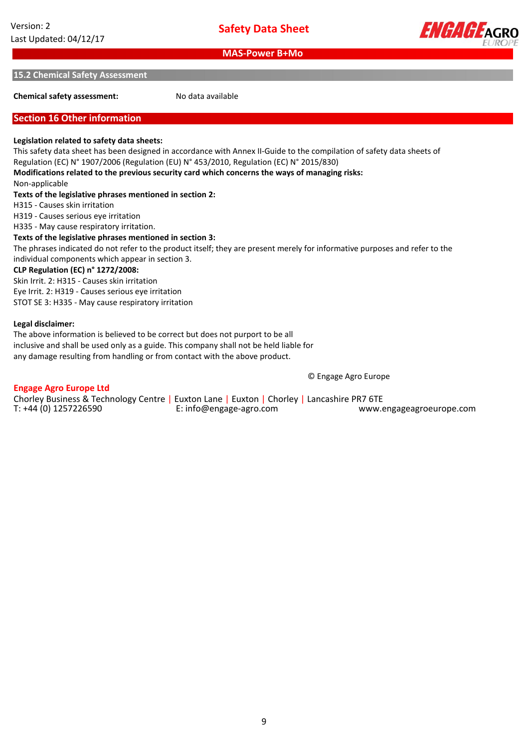## 15.2 Chemical Safety Assessment

**Chemical safety assessment:** No data available

## Section 16 Other information

**Legislation related to safety data sheets:**

This safety data sheet has been designed in accordance with Annex II-Guide to the compilation of safety data sheets of Regulation (EC) N° 1907/2006 (Regulation (EU) N° 453/2010, Regulation (EC) N° 2015/830)

**Modifications related to the previous security card which concerns the ways of managing risks:**

Non-applicable

**Texts of the legislative phrases mentioned in section 2:**

H315 - Causes skin irritation
H319 - Causes serious eye irritation
H335 - May cause respiratory irritation.

**Texts of the legislative phrases mentioned in section 3:**

The phrases indicated do not refer to the product itself; they are present merely for informative purposes and refer to the individual components which appear in section 3.

**CLP Regulation (EC) n° 1272/2008:**

Skin Irrit. 2: H315 - Causes skin irritation
Eye Irrit. 2: H319 - Causes serious eye irritation
STOT SE 3: H335 - May cause respiratory irritation

**Legal disclaimer:**

The above information is believed to be correct but does not purport to be all inclusive and shall be used only as a guide. This company shall not be held liable for any damage resulting from handling or from contact with the above product.

© Engage Agro Europe

**Engage Agro Europe Ltd**
Chorley Business & Technology Centre | Euxton Lane | Euxton | Chorley | Lancashire PR7 6TE
T: +44 (0) 1257226590 E: info@engage-agro.com www.engageagroeurope.com